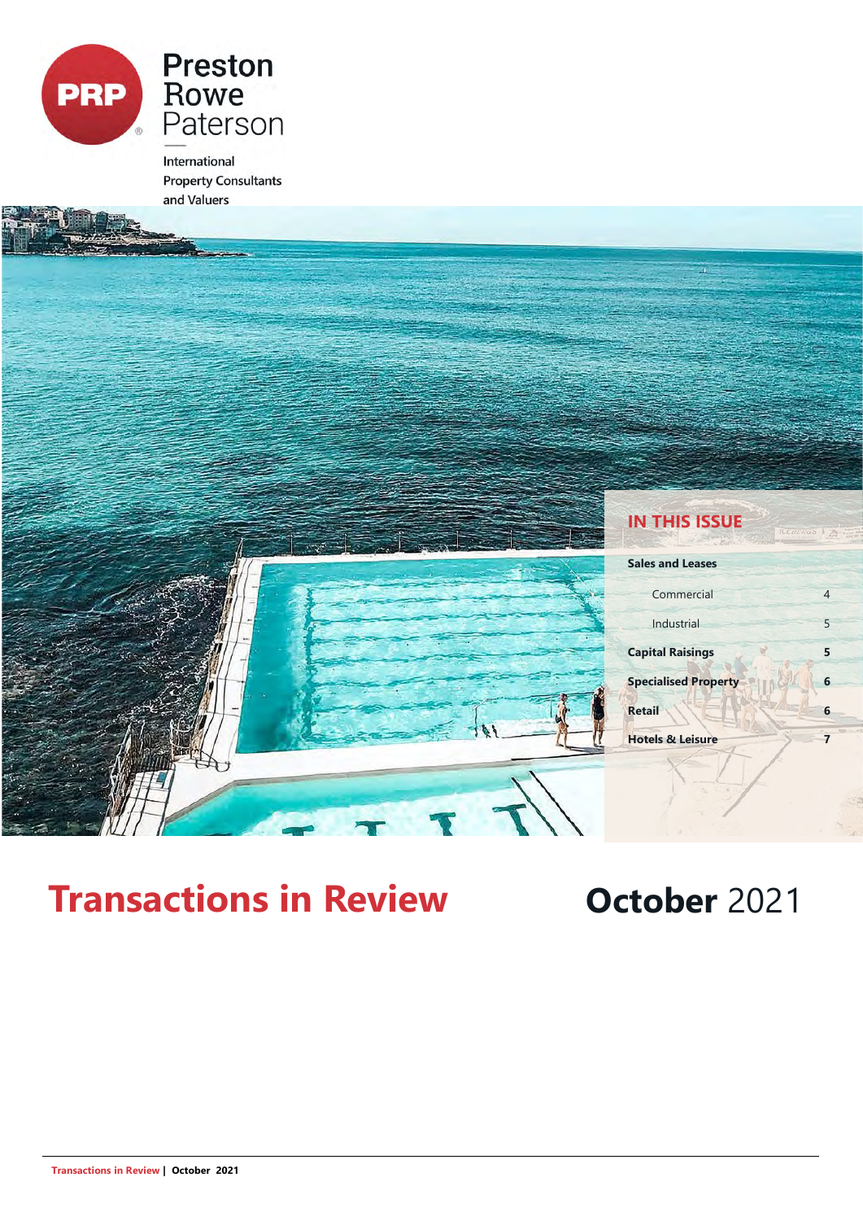Preston Rowe Paterson

International Property Consultants and Valuers

## IN THIS ISSUE

| | |
|---|---|
| **Sales and Leases** | |
| Commercial | 4 |
| Industrial | 5 |
| **Capital Raisings** | **5** |
| **Specialised Property** | **6** |
| **Retail** | **6** |
| **Hotels & Leisure** | **7** |

# Transactions in Review

# **October** 2021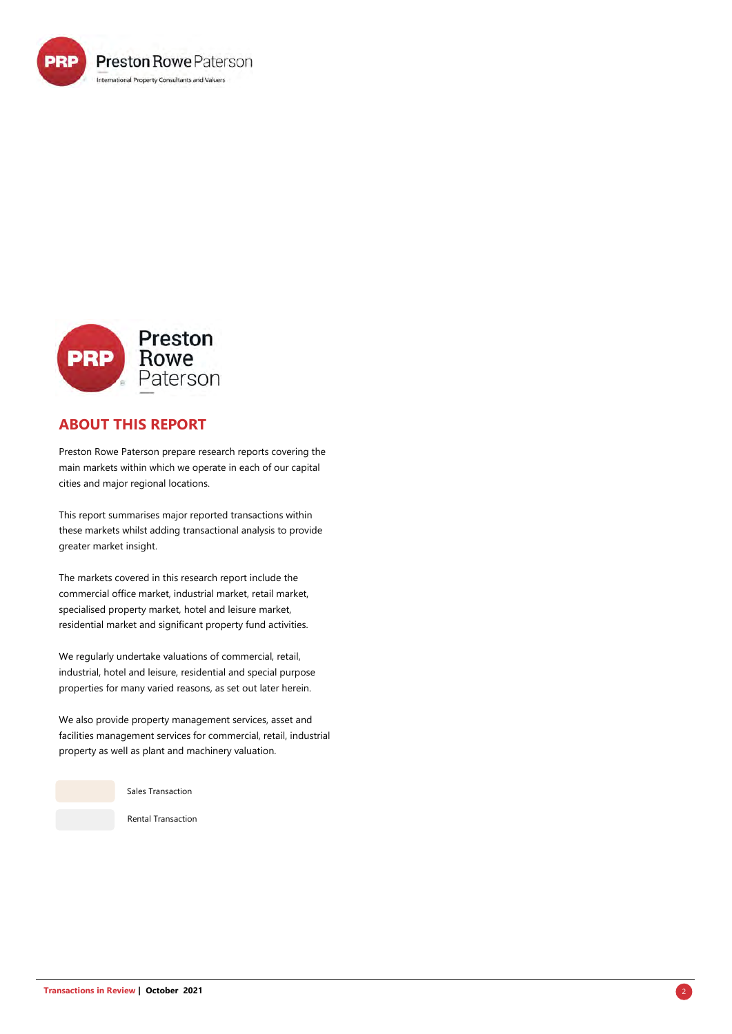## ABOUT THIS REPORT

Preston Rowe Paterson prepare research reports covering the main markets within which we operate in each of our capital cities and major regional locations.

This report summarises major reported transactions within these markets whilst adding transactional analysis to provide greater market insight.

The markets covered in this research report include the commercial office market, industrial market, retail market, specialised property market, hotel and leisure market, residential market and significant property fund activities.

We regularly undertake valuations of commercial, retail, industrial, hotel and leisure, residential and special purpose properties for many varied reasons, as set out later herein.

We also provide property management services, asset and facilities management services for commercial, retail, industrial property as well as plant and machinery valuation.

Sales Transaction

Rental Transaction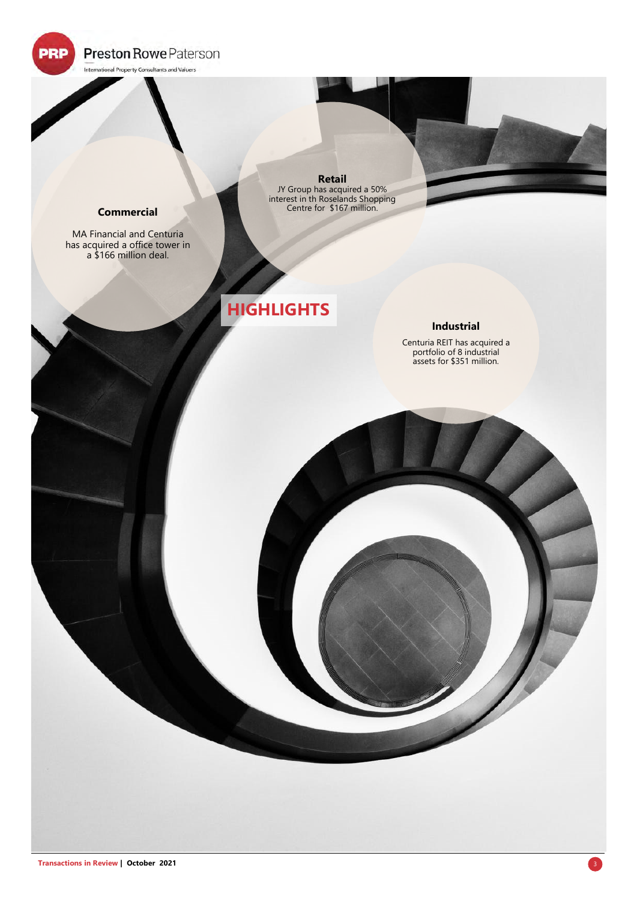# HIGHLIGHTS

### Commercial

MA Financial and Centuria has acquired a office tower in a $166 million deal.

### Retail

JY Group has acquired a 50% interest in th Roselands Shopping Centre for $167 million.

### Industrial

Centuria REIT has acquired a portfolio of 8 industrial assets for $351 million.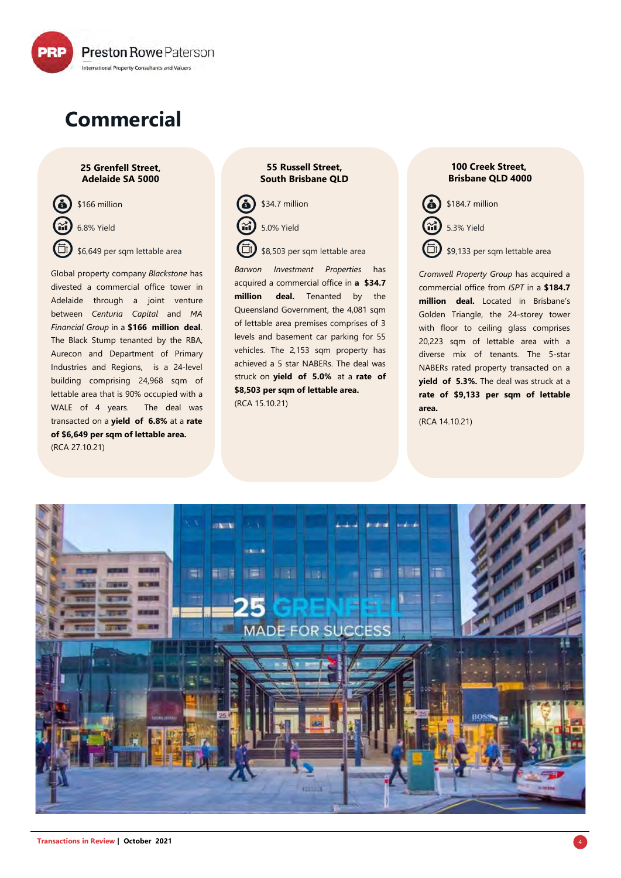# Commercial

### 25 Grenfell Street, Adelaide SA 5000

$166 million

6.8% Yield

$6,649 per sqm lettable area

Global property company *Blackstone* has divested a commercial office tower in Adelaide through a joint venture between *Centuria Capital* and *MA Financial Group* in a **$166 million deal**. The Black Stump tenanted by the RBA, Aurecon and Department of Primary Industries and Regions, is a 24-level building comprising 24,968 sqm of lettable area that is 90% occupied with a WALE of 4 years. The deal was transacted on a **yield of 6.8%** at a **rate of $6,649 per sqm of lettable area.**
(RCA 27.10.21)

### 55 Russell Street, South Brisbane QLD

$34.7 million

5.0% Yield

$8,503 per sqm lettable area

*Barwon Investment Properties* has acquired a commercial office in **a $34.7 million deal.** Tenanted by the Queensland Government, the 4,081 sqm of lettable area premises comprises of 3 levels and basement car parking for 55 vehicles. The 2,153 sqm property has achieved a 5 star NABERs. The deal was struck on **yield of 5.0%** at a **rate of $8,503 per sqm of lettable area.**
(RCA 15.10.21)

### 100 Creek Street, Brisbane QLD 4000

$184.7 million

5.3% Yield

$9,133 per sqm lettable area

*Cromwell Property Group* has acquired a commercial office from *ISPT* in a **$184.7 million deal.** Located in Brisbane's Golden Triangle, the 24-storey tower with floor to ceiling glass comprises 20,223 sqm of lettable area with a diverse mix of tenants. The 5-star NABERs rated property transacted on a **yield of 5.3%.** The deal was struck at a **rate of $9,133 per sqm of lettable area.**
(RCA 14.10.21)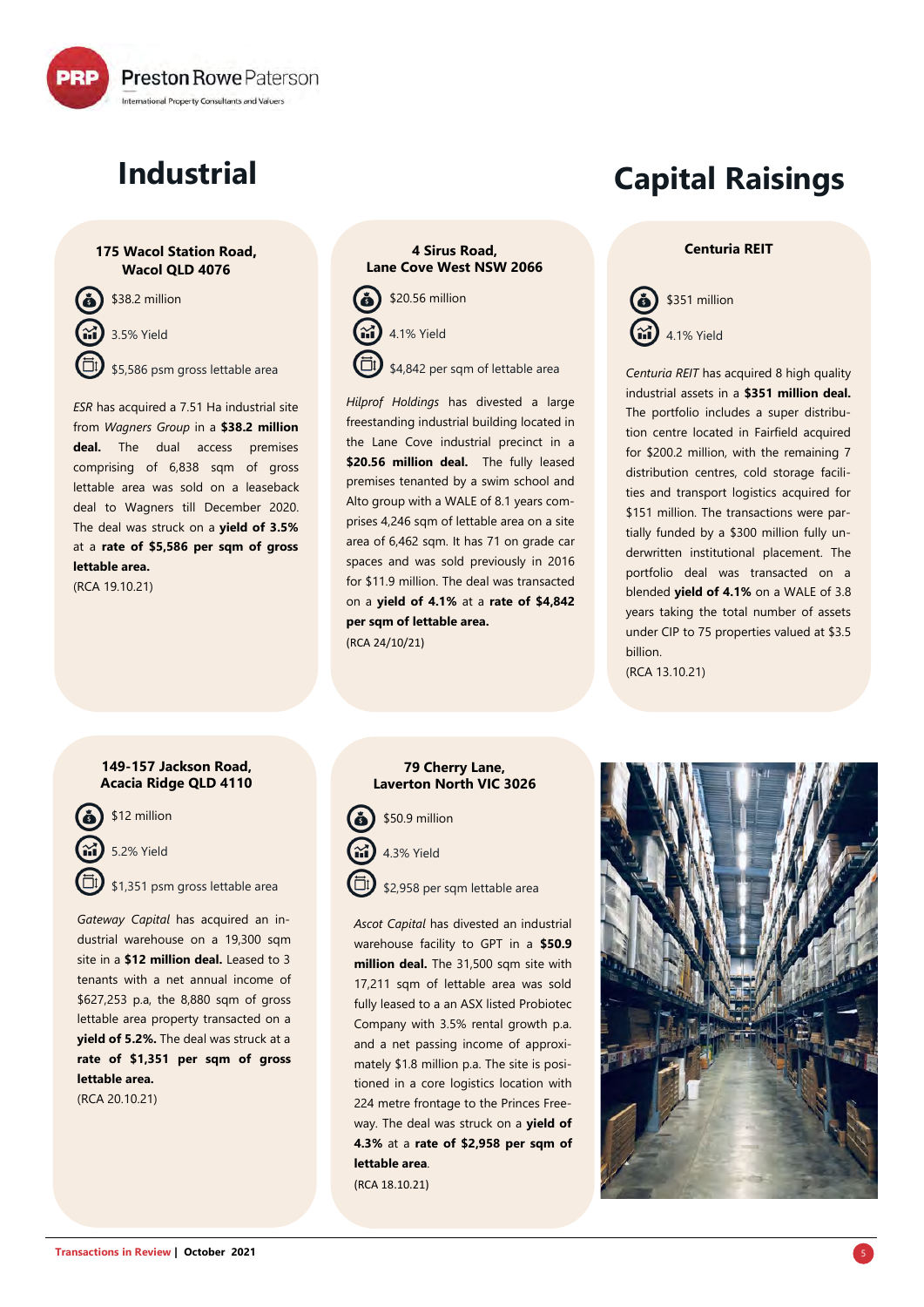# Industrial

### 175 Wacol Station Road, Wacol QLD 4076

$38.2 million

3.5% Yield

$5,586 psm gross lettable area

*ESR* has acquired a 7.51 Ha industrial site from *Wagners Group* in a **$38.2 million deal.** The dual access premises comprising of 6,838 sqm of gross lettable area was sold on a leaseback deal to Wagners till December 2020. The deal was struck on a **yield of 3.5%** at a **rate of $5,586 per sqm of gross lettable area.**

(RCA 19.10.21)

### 4 Sirus Road, Lane Cove West NSW 2066

$20.56 million

4.1% Yield

$4,842 per sqm of lettable area

*Hilprof Holdings* has divested a large freestanding industrial building located in the Lane Cove industrial precinct in a **$20.56 million deal.** The fully leased premises tenanted by a swim school and Alto group with a WALE of 8.1 years comprises 4,246 sqm of lettable area on a site area of 6,462 sqm. It has 71 on grade car spaces and was sold previously in 2016 for $11.9 million. The deal was transacted on a **yield of 4.1%** at a **rate of $4,842 per sqm of lettable area.**

(RCA 24/10/21)

### 149-157 Jackson Road, Acacia Ridge QLD 4110

$12 million

5.2% Yield

$1,351 psm gross lettable area

*Gateway Capital* has acquired an industrial warehouse on a 19,300 sqm site in a **$12 million deal.** Leased to 3 tenants with a net annual income of $627,253 p.a, the 8,880 sqm of gross lettable area property transacted on a **yield of 5.2%.** The deal was struck at a **rate of $1,351 per sqm of gross lettable area.**

(RCA 20.10.21)

### 79 Cherry Lane, Laverton North VIC 3026

$50.9 million

4.3% Yield

$2,958 per sqm lettable area

*Ascot Capital* has divested an industrial warehouse facility to GPT in a **$50.9 million deal.** The 31,500 sqm site with 17,211 sqm of lettable area was sold fully leased to a an ASX listed Probiotec Company with 3.5% rental growth p.a. and a net passing income of approximately $1.8 million p.a. The site is positioned in a core logistics location with 224 metre frontage to the Princes Freeway. The deal was struck on a **yield of 4.3%** at a **rate of $2,958 per sqm of lettable area**.

(RCA 18.10.21)

# Capital Raisings

### Centuria REIT

$351 million

4.1% Yield

*Centuria REIT* has acquired 8 high quality industrial assets in a **$351 million deal.** The portfolio includes a super distribution centre located in Fairfield acquired for $200.2 million, with the remaining 7 distribution centres, cold storage facilities and transport logistics acquired for $151 million. The transactions were partially funded by a $300 million fully underwritten institutional placement. The portfolio deal was transacted on a blended **yield of 4.1%** on a WALE of 3.8 years taking the total number of assets under CIP to 75 properties valued at $3.5 billion.

(RCA 13.10.21)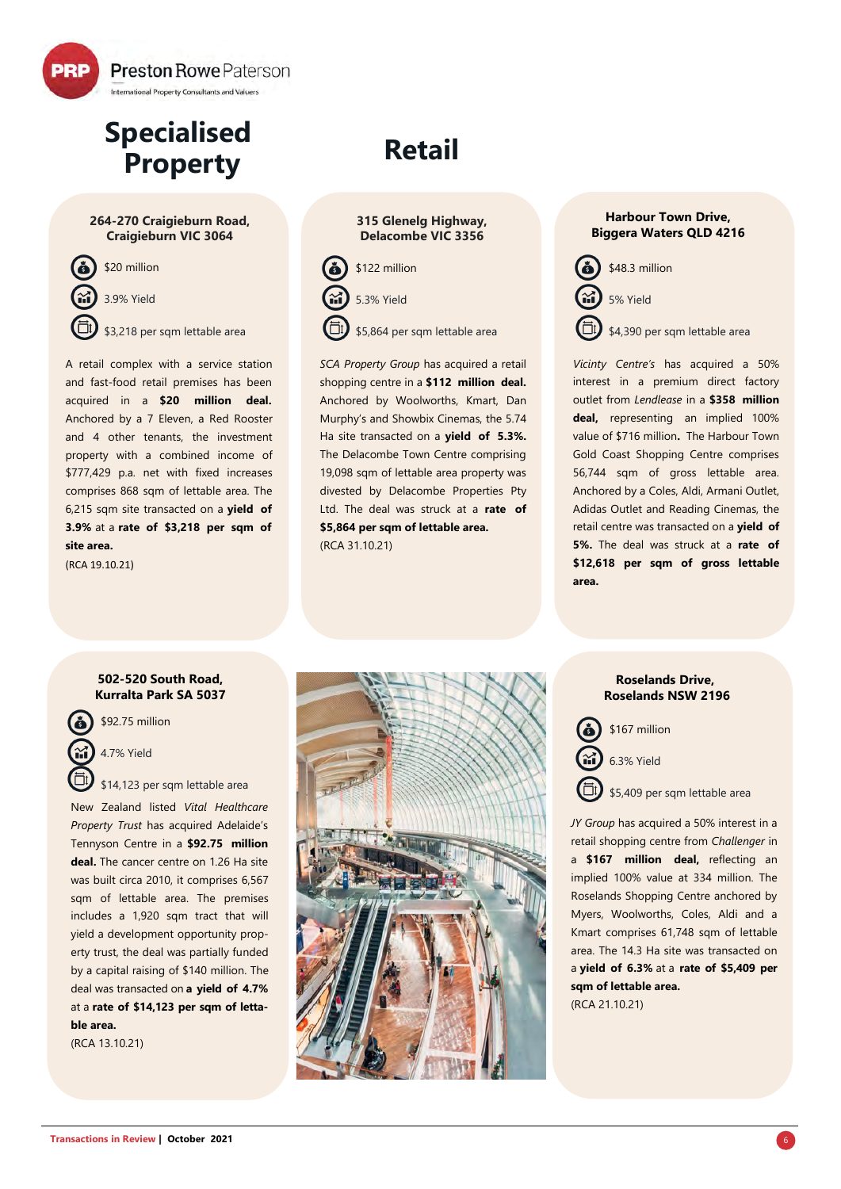# Specialised Property

## Retail

### 264-270 Craigieburn Road, Craigieburn VIC 3064

$20 million

3.9% Yield

$3,218 per sqm lettable area

A retail complex with a service station and fast-food retail premises has been acquired in a **$20 million deal.** Anchored by a 7 Eleven, a Red Rooster and 4 other tenants, the investment property with a combined income of $777,429 p.a. net with fixed increases comprises 868 sqm of lettable area. The 6,215 sqm site transacted on a **yield of 3.9%** at a **rate of $3,218 per sqm of site area.**

(RCA 19.10.21)

### 315 Glenelg Highway, Delacombe VIC 3356

$122 million

5.3% Yield

$5,864 per sqm lettable area

*SCA Property Group* has acquired a retail shopping centre in a **$112 million deal.** Anchored by Woolworths, Kmart, Dan Murphy's and Showbix Cinemas, the 5.74 Ha site transacted on a **yield of 5.3%.** The Delacombe Town Centre comprising 19,098 sqm of lettable area property was divested by Delacombe Properties Pty Ltd. The deal was struck at a **rate of $5,864 per sqm of lettable area.**

(RCA 31.10.21)

### Harbour Town Drive, Biggera Waters QLD 4216

$48.3 million

5% Yield

$4,390 per sqm lettable area

*Vicinity Centre's* has acquired a 50% interest in a premium direct factory outlet from *Lendlease* in a **$358 million deal,** representing an implied 100% value of $716 million**.** The Harbour Town Gold Coast Shopping Centre comprises 56,744 sqm of gross lettable area. Anchored by a Coles, Aldi, Armani Outlet, Adidas Outlet and Reading Cinemas, the retail centre was transacted on a **yield of 5%.** The deal was struck at a **rate of $12,618 per sqm of gross lettable area.**

### 502-520 South Road, Kurralta Park SA 5037

$92.75 million

4.7% Yield

$14,123 per sqm lettable area

New Zealand listed *Vital Healthcare Property Trust* has acquired Adelaide's Tennyson Centre in a **$92.75 million deal.** The cancer centre on 1.26 Ha site was built circa 2010, it comprises 6,567 sqm of lettable area. The premises includes a 1,920 sqm tract that will yield a development opportunity property trust, the deal was partially funded by a capital raising of $140 million. The deal was transacted on **a yield of 4.7%** at a **rate of $14,123 per sqm of lettable area.**

(RCA 13.10.21)

### Roselands Drive, Roselands NSW 2196

$167 million

6.3% Yield

$5,409 per sqm lettable area

*JY Group* has acquired a 50% interest in a retail shopping centre from *Challenger* in a **$167 million deal,** reflecting an implied 100% value at 334 million. The Roselands Shopping Centre anchored by Myers, Woolworths, Coles, Aldi and a Kmart comprises 61,748 sqm of lettable area. The 14.3 Ha site was transacted on a **yield of 6.3%** at a **rate of $5,409 per sqm of lettable area.**

(RCA 21.10.21)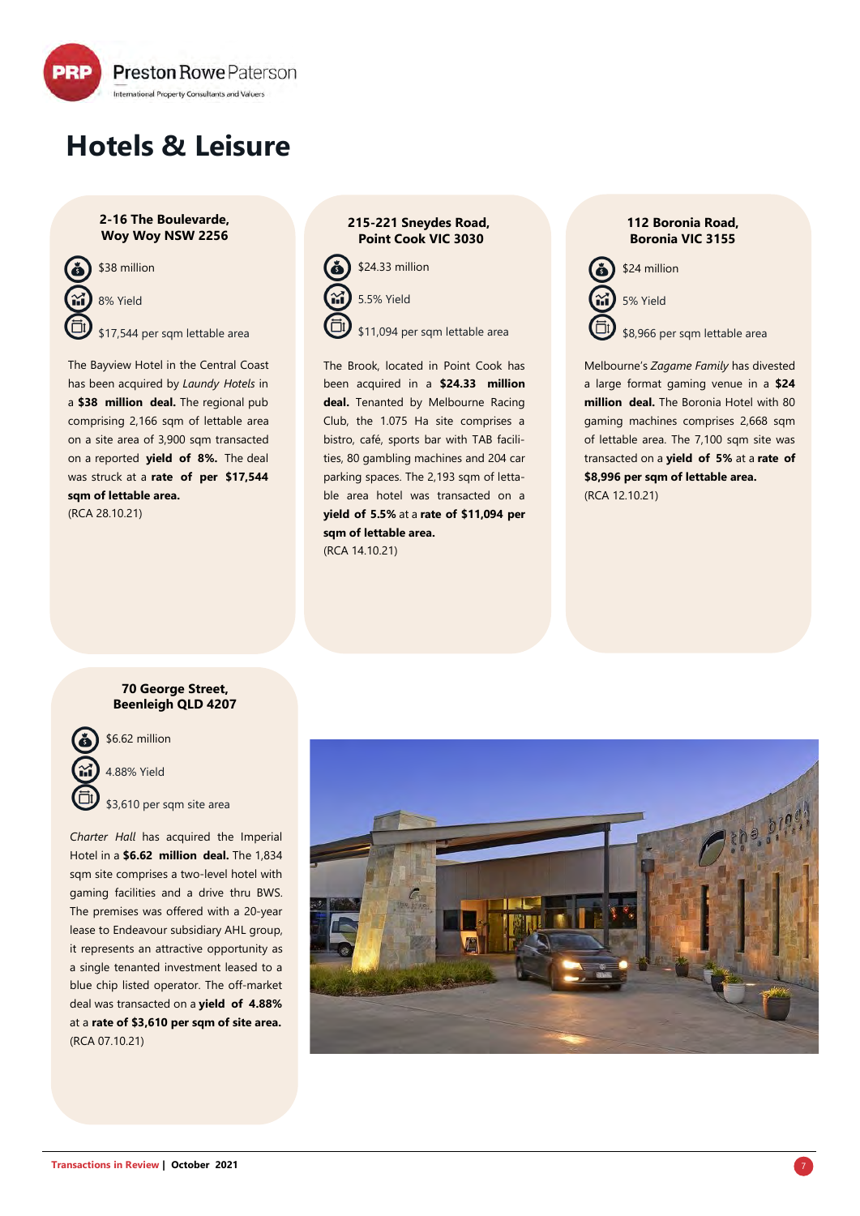# Hotels & Leisure

### 2-16 The Boulevarde, Woy Woy NSW 2256

$38 million

8% Yield

$17,544 per sqm lettable area

The Bayview Hotel in the Central Coast has been acquired by *Laundy Hotels* in a **$38 million deal.** The regional pub comprising 2,166 sqm of lettable area on a site area of 3,900 sqm transacted on a reported **yield of 8%.** The deal was struck at a **rate of per $17,544 sqm of lettable area.**
(RCA 28.10.21)

### 215-221 Sneydes Road, Point Cook VIC 3030

$24.33 million

5.5% Yield

$11,094 per sqm lettable area

The Brook, located in Point Cook has been acquired in a **$24.33 million deal.** Tenanted by Melbourne Racing Club, the 1.075 Ha site comprises a bistro, café, sports bar with TAB facilities, 80 gambling machines and 204 car parking spaces. The 2,193 sqm of lettable area hotel was transacted on a **yield of 5.5%** at a **rate of $11,094 per sqm of lettable area.**
(RCA 14.10.21)

### 112 Boronia Road, Boronia VIC 3155

$24 million

5% Yield

$8,966 per sqm lettable area

Melbourne's *Zagame Family* has divested a large format gaming venue in a **$24 million deal.** The Boronia Hotel with 80 gaming machines comprises 2,668 sqm of lettable area. The 7,100 sqm site was transacted on a **yield of 5%** at a **rate of $8,996 per sqm of lettable area.**
(RCA 12.10.21)

### 70 George Street, Beenleigh QLD 4207

$6.62 million

4.88% Yield

$3,610 per sqm site area

*Charter Hall* has acquired the Imperial Hotel in a **$6.62 million deal.** The 1,834 sqm site comprises a two-level hotel with gaming facilities and a drive thru BWS. The premises was offered with a 20-year lease to Endeavour subsidiary AHL group, it represents an attractive opportunity as a single tenanted investment leased to a blue chip listed operator. The off-market deal was transacted on a **yield of 4.88%** at a **rate of $3,610 per sqm of site area.**
(RCA 07.10.21)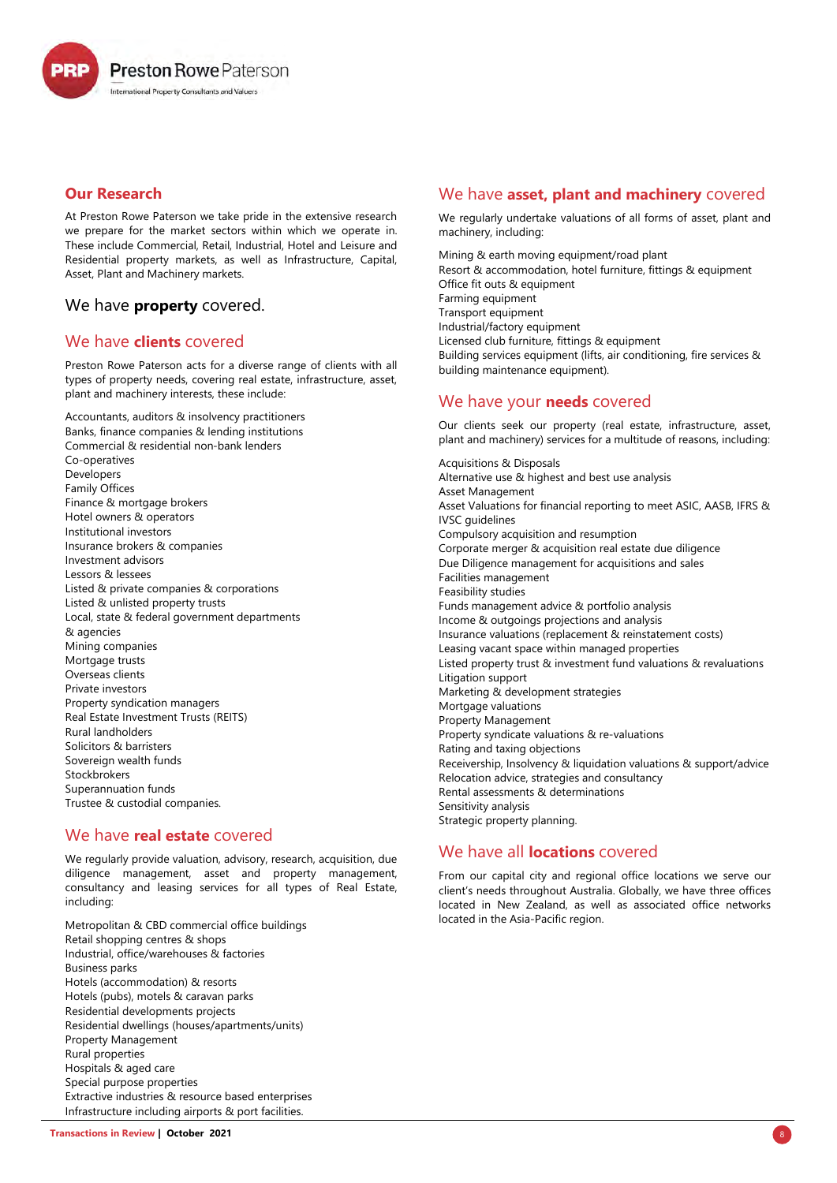## Our Research

At Preston Rowe Paterson we take pride in the extensive research we prepare for the market sectors within which we operate in. These include Commercial, Retail, Industrial, Hotel and Leisure and Residential property markets, as well as Infrastructure, Capital, Asset, Plant and Machinery markets.

## We have **property** covered.

## We have **clients** covered

Preston Rowe Paterson acts for a diverse range of clients with all types of property needs, covering real estate, infrastructure, asset, plant and machinery interests, these include:

Accountants, auditors & insolvency practitioners
Banks, finance companies & lending institutions
Commercial & residential non-bank lenders
Co-operatives
Developers
Family Offices
Finance & mortgage brokers
Hotel owners & operators
Institutional investors
Insurance brokers & companies
Investment advisors
Lessors & lessees
Listed & private companies & corporations
Listed & unlisted property trusts
Local, state & federal government departments & agencies
Mining companies
Mortgage trusts
Overseas clients
Private investors
Property syndication managers
Real Estate Investment Trusts (REITS)
Rural landholders
Solicitors & barristers
Sovereign wealth funds
Stockbrokers
Superannuation funds
Trustee & custodial companies.

## We have **real estate** covered

We regularly provide valuation, advisory, research, acquisition, due diligence management, asset and property management, consultancy and leasing services for all types of Real Estate, including:

Metropolitan & CBD commercial office buildings
Retail shopping centres & shops
Industrial, office/warehouses & factories
Business parks
Hotels (accommodation) & resorts
Hotels (pubs), motels & caravan parks
Residential developments projects
Residential dwellings (houses/apartments/units)
Property Management
Rural properties
Hospitals & aged care
Special purpose properties
Extractive industries & resource based enterprises
Infrastructure including airports & port facilities.

## We have **asset, plant and machinery** covered

We regularly undertake valuations of all forms of asset, plant and machinery, including:

Mining & earth moving equipment/road plant
Resort & accommodation, hotel furniture, fittings & equipment
Office fit outs & equipment
Farming equipment
Transport equipment
Industrial/factory equipment
Licensed club furniture, fittings & equipment
Building services equipment (lifts, air conditioning, fire services & building maintenance equipment).

## We have your **needs** covered

Our clients seek our property (real estate, infrastructure, asset, plant and machinery) services for a multitude of reasons, including:

Acquisitions & Disposals
Alternative use & highest and best use analysis
Asset Management
Asset Valuations for financial reporting to meet ASIC, AASB, IFRS & IVSC guidelines
Compulsory acquisition and resumption
Corporate merger & acquisition real estate due diligence
Due Diligence management for acquisitions and sales
Facilities management
Feasibility studies
Funds management advice & portfolio analysis
Income & outgoings projections and analysis
Insurance valuations (replacement & reinstatement costs)
Leasing vacant space within managed properties
Listed property trust & investment fund valuations & revaluations
Litigation support
Marketing & development strategies
Mortgage valuations
Property Management
Property syndicate valuations & re-valuations
Rating and taxing objections
Receivership, Insolvency & liquidation valuations & support/advice
Relocation advice, strategies and consultancy
Rental assessments & determinations
Sensitivity analysis
Strategic property planning.

## We have all **locations** covered

From our capital city and regional office locations we serve our client's needs throughout Australia. Globally, we have three offices located in New Zealand, as well as associated office networks located in the Asia-Pacific region.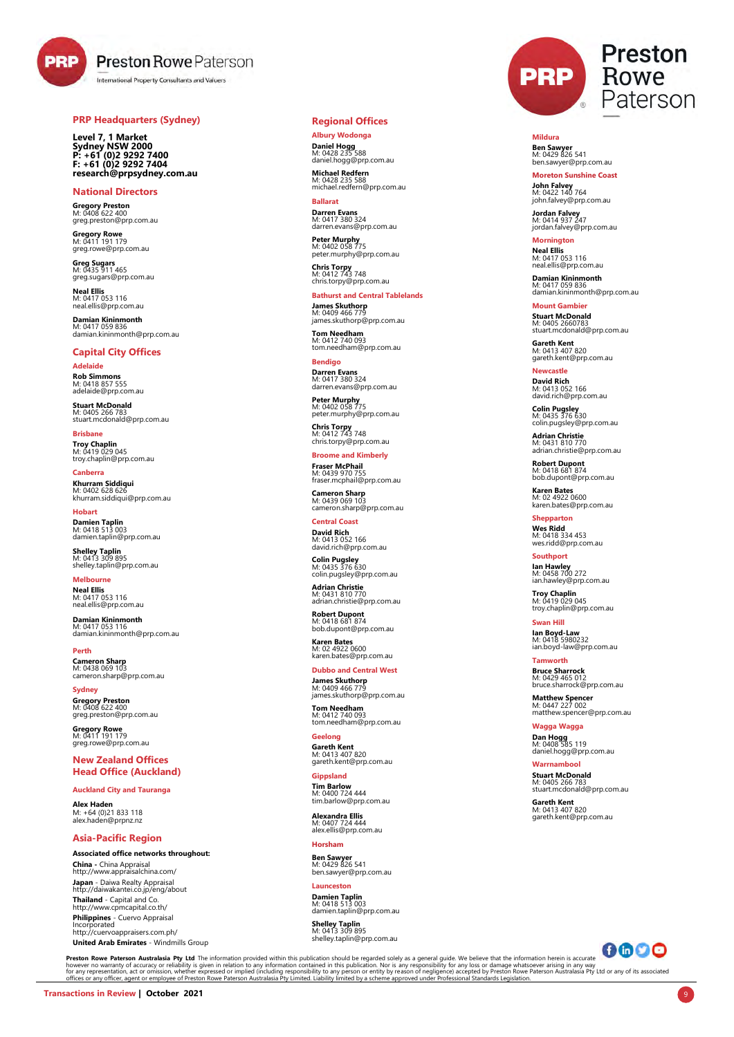Preston Rowe Paterson

International Property Consultants and Valuers

## PRP Headquarters (Sydney)

**Level 7, 1 Market**
**Sydney NSW 2000**
**P: +61 (0)2 9292 7400**
**F: +61 (0)2 9292 7404**
**research@prpsydney.com.au**

## National Directors

**Gregory Preston**
M: 0408 622 400
greg.preston@prp.com.au

**Gregory Rowe**
M: 0411 191 179
greg.rowe@prp.com.au

**Greg Sugars**
M: 0435 911 465
greg.sugars@prp.com.au

**Neal Ellis**
M: 0417 053 116
neal.ellis@prp.com.au

**Damian Kininmonth**
M: 0417 059 836
damian.kininmonth@prp.com.au

## Capital City Offices

### Adelaide

**Rob Simmons**
M: 0418 857 555
adelaide@prp.com.au

**Stuart McDonald**
M: 0405 266 783
stuart.mcdonald@prp.com.au

### Brisbane

**Troy Chaplin**
M: 0419 029 045
troy.chaplin@prp.com.au

### Canberra

**Khurram Siddiqui**
M: 0402 628 626
khurram.siddiqui@prp.com.au

### Hobart

**Damien Taplin**
M: 0418 513 003
damien.taplin@prp.com.au

**Shelley Taplin**
M: 0413 309 895
shelley.taplin@prp.com.au

### Melbourne

**Neal Ellis**
M: 0417 053 116
neal.ellis@prp.com.au

**Damian Kininmonth**
M: 0417 053 116
damian.kininmonth@prp.com.au

### Perth

**Cameron Sharp**
M: 0438 069 103
cameron.sharp@prp.com.au

### Sydney

**Gregory Preston**
M: 0408 622 400
greg.preston@prp.com.au

**Gregory Rowe**
M: 0411 191 179
greg.rowe@prp.com.au

## New Zealand Offices
## Head Office (Auckland)

### Auckland City and Tauranga

**Alex Haden**
M: +64 (0)21 833 118
alex.haden@prpnz.nz

## Asia-Pacific Region

**Associated office networks throughout:**

**China** - China Appraisal
http://www.appraisalchina.com/

**Japan** - Daiwa Realty Appraisal
http://daiwakantei.co.jp/eng/about

**Thailand** - Capital and Co.
http://www.cpmcapital.co.th/

**Philippines** - Cuervo Appraisal Incorporated
http://cuervoappraisers.com.ph/

**United Arab Emirates** - Windmills Group

## Regional Offices

### Albury Wodonga

**Daniel Hogg**
M: 0428 235 588
daniel.hogg@prp.com.au

**Michael Redfern**
M: 0428 235 588
michael.redfern@prp.com.au

### Ballarat

**Darren Evans**
M: 0417 380 324
darren.evans@prp.com.au

**Peter Murphy**
M: 0402 058 775
peter.murphy@prp.com.au

**Chris Torpy**
M: 0412 743 748
chris.torpy@prp.com.au

### Bathurst and Central Tablelands

**James Skuthorp**
M: 0409 466 779
james.skuthorp@prp.com.au

**Tom Needham**
M: 0412 740 093
tom.needham@prp.com.au

### Bendigo

**Darren Evans**
M: 0417 380 324
darren.evans@prp.com.au

**Peter Murphy**
M: 0402 058 775
peter.murphy@prp.com.au

**Chris Torpy**
M: 0412 743 748
chris.torpy@prp.com.au

### Broome and Kimberly

**Fraser McPhail**
M: 0439 970 755
fraser.mcphail@prp.com.au

**Cameron Sharp**
M: 0439 069 103
cameron.sharp@prp.com.au

### Central Coast

**David Rich**
M: 0413 052 166
david.rich@prp.com.au

**Colin Pugsley**
M: 0435 376 630
colin.pugsley@prp.com.au

**Adrian Christie**
M: 0431 810 770
adrian.christie@prp.com.au

**Robert Dupont**
M: 0418 681 874
bob.dupont@prp.com.au

**Karen Bates**
M: 02 4922 0600
karen.bates@prp.com.au

### Dubbo and Central West

**James Skuthorp**
M: 0409 466 779
james.skuthorp@prp.com.au

**Tom Needham**
M: 0412 740 093
tom.needham@prp.com.au

### Geelong

**Gareth Kent**
M: 0413 407 820
gareth.kent@prp.com.au

### Gippsland

**Tim Barlow**
M: 0400 724 444
tim.barlow@prp.com.au

**Alexandra Ellis**
M: 0407 724 444
alex.ellis@prp.com.au

### Horsham

**Ben Sawyer**
M: 0429 826 541
ben.sawyer@prp.com.au

### Launceston

**Damien Taplin**
M: 0418 513 003
damien.taplin@prp.com.au

**Shelley Taplin**
M: 0413 309 895
shelley.taplin@prp.com.au

### Mildura

**Ben Sawyer**
M: 0429 826 541
ben.sawyer@prp.com.au

### Moreton Sunshine Coast

**John Falvey**
M: 0422 140 764
john.falvey@prp.com.au

**Jordan Falvey**
M: 0414 937 247
jordan.falvey@prp.com.au

### Mornington

**Neal Ellis**
M: 0417 053 116
neal.ellis@prp.com.au

**Damian Kininmonth**
M: 0417 059 836
damian.kininmonth@prp.com.au

### Mount Gambier

**Stuart McDonald**
M: 0405 2660783
stuart.mcdonald@prp.com.au

**Gareth Kent**
M: 0413 407 820
gareth.kent@prp.com.au

### Newcastle

**David Rich**
M: 0413 052 166
david.rich@prp.com.au

**Colin Pugsley**
M: 0435 376 630
colin.pugsley@prp.com.au

**Adrian Christie**
M: 0431 810 770
adrian.christie@prp.com.au

**Robert Dupont**
M: 0418 681 874
bob.dupont@prp.com.au

**Karen Bates**
M: 02 4922 0600
karen.bates@prp.com.au

### Shepparton

**Wes Ridd**
M: 0418 334 453
wes.ridd@prp.com.au

### Southport

**Ian Hawley**
M: 0458 700 272
ian.hawley@prp.com.au

**Troy Chaplin**
M: 0419 029 045
troy.chaplin@prp.com.au

### Swan Hill

**Ian Boyd-Law**
M: 0418 5980232
ian.boyd-law@prp.com.au

### Tamworth

**Bruce Sharrock**
M: 0429 465 012
bruce.sharrock@prp.com.au

**Matthew Spencer**
M: 0447 227 002
matthew.spencer@prp.com.au

### Wagga Wagga

**Dan Hogg**
M: 0408 585 119
daniel.hogg@prp.com.au

### Warrnambool

**Stuart McDonald**
M: 0405 266 783
stuart.mcdonald@prp.com.au

**Gareth Kent**
M: 0413 407 820
gareth.kent@prp.com.au

**Preston Rowe Paterson Australasia Pty Ltd** The information provided within this publication should be regarded solely as a general guide. We believe that the information herein is accurate however no warranty of accuracy or reliability is given in relation to any information contained in this publication. Nor is any responsibility for any loss or damage whatsoever arising in any way for any representation, act or omission, whether expressed or implied (including responsibility to any person or entity by reason of negligence) accepted by Preston Rowe Paterson Australasia Pty Ltd or any of its associated offices or any officer, agent or employee of Preston Rowe Paterson Australasia Pty Limited. Liability limited by a scheme approved under Professional Standards Legislation.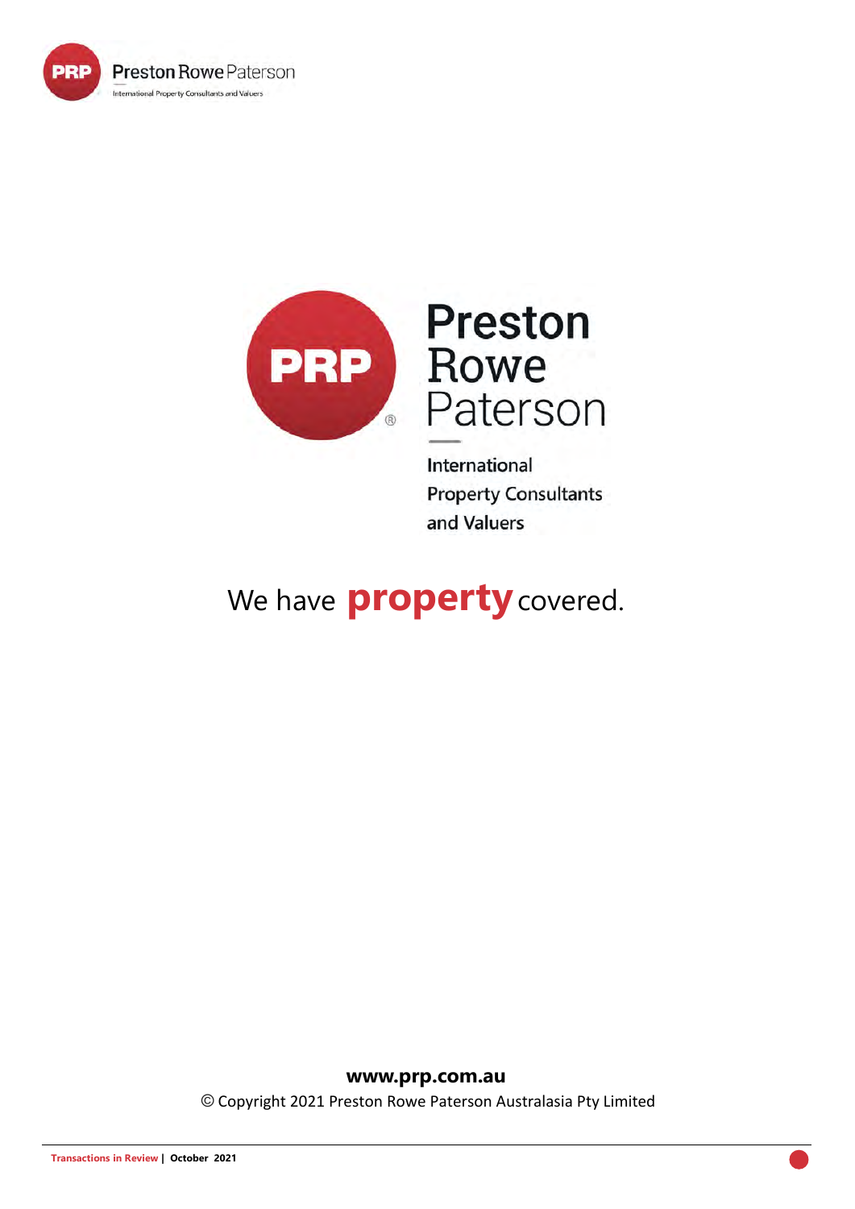Preston Rowe Paterson

International Property Consultants and Valuers

We have **property** covered.

**www.prp.com.au**

© Copyright 2021 Preston Rowe Paterson Australasia Pty Limited